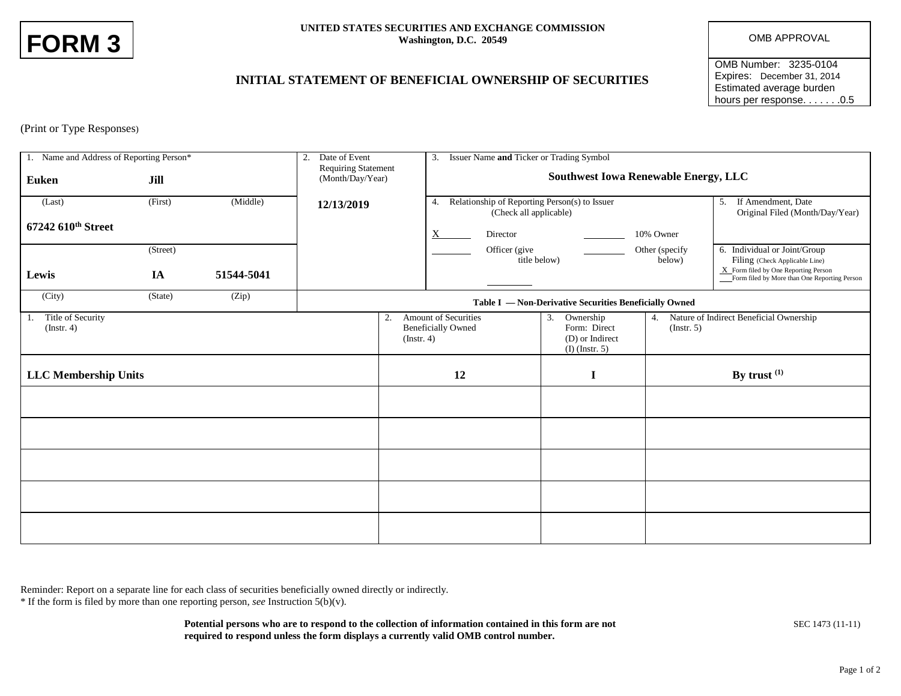# FORM 3

**UNITED STATES SECURITIES AND EXCHANGE COMMISSION**
**Washington, D.C. 20549**

## INITIAL STATEMENT OF BENEFICIAL OWNERSHIP OF SECURITIES

| OMB APPROVAL |
|---|
| OMB Number: 3235-0104 |
| Expires: December 31, 2014 |
| Estimated average burden hours per response. . . . . . .0.5 |

(Print or Type Responses)

| 1. Name and Address of Reporting Person* | 2. Date of Event Requiring Statement (Month/Day/Year) | 3. Issuer Name **and** Ticker or Trading Symbol |
|---|---|---|
| **Euken** (Last) **Jill** (First) (Middle) | **12/13/2019** | **Southwest Iowa Renewable Energy, LLC** |
| **67242 610th Street** (Street) | | 4. Relationship of Reporting Person(s) to Issuer (Check all applicable): X Director; ___ 10% Owner; ___ Officer (give title below); ___ Other (specify below) |
| **Lewis** (City) **IA** (State) **51544-5041** (Zip) | | 5. If Amendment, Date Original Filed (Month/Day/Year): |
| | | 6. Individual or Joint/Group Filing (Check Applicable Line): X Form filed by One Reporting Person; ___ Form filed by More than One Reporting Person |

**Table I — Non-Derivative Securities Beneficially Owned**

| 1. Title of Security (Instr. 4) | 2. Amount of Securities Beneficially Owned (Instr. 4) | 3. Ownership Form: Direct (D) or Indirect (I) (Instr. 5) | 4. Nature of Indirect Beneficial Ownership (Instr. 5) |
|---|---|---|---|
| **LLC Membership Units** | **12** | **I** | **By trust (1)** |
| | | | |
| | | | |
| | | | |
| | | | |
| | | | |

Reminder: Report on a separate line for each class of securities beneficially owned directly or indirectly.
\* If the form is filed by more than one reporting person, *see* Instruction 5(b)(v).

**Potential persons who are to respond to the collection of information contained in this form are not required to respond unless the form displays a currently valid OMB control number.**

SEC 1473 (11-11)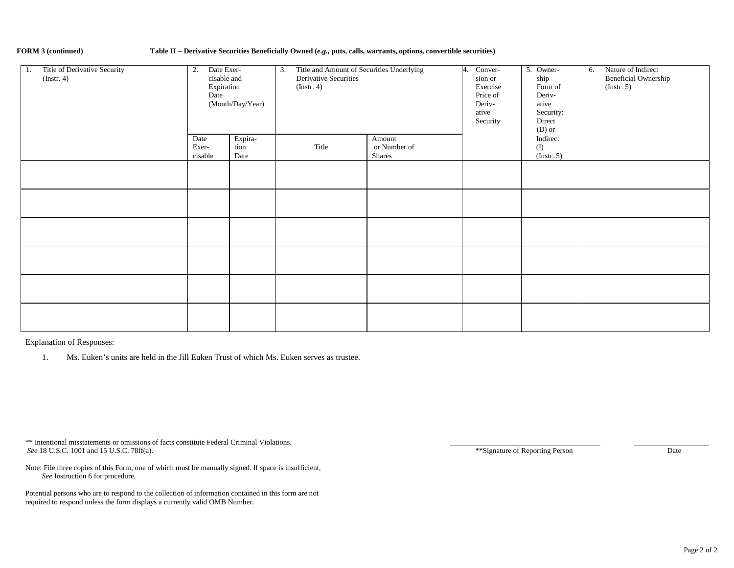**FORM 3 (continued)** **Table II – Derivative Securities Beneficially Owned (*e.g.*, puts, calls, warrants, options, convertible securities)**

| 1. Title of Derivative Security (Instr. 4) | 2. Date Exercisable and Expiration Date (Month/Day/Year) | | 3. Title and Amount of Securities Underlying Derivative Securities (Instr. 4) | | 4. Conversion or Exercise Price of Derivative Security | 5. Ownership Form of Derivative Security: Direct (D) or Indirect (I) (Instr. 5) | 6. Nature of Indirect Beneficial Ownership (Instr. 5) |
|---|---|---|---|---|---|---|---|
| | Date Exercisable | Expiration Date | Title | Amount or Number of Shares | | | |
| | | | | | | | |
| | | | | | | | |
| | | | | | | | |
| | | | | | | | |
| | | | | | | | |
| | | | | | | | |

Explanation of Responses:

1. Ms. Euken's units are held in the Jill Euken Trust of which Ms. Euken serves as trustee.

** Intentional misstatements or omissions of facts constitute Federal Criminal Violations.
*See* 18 U.S.C. 1001 and 15 U.S.C. 78ff(a).

**Signature of Reporting Person

Date

Note: File three copies of this Form, one of which must be manually signed. If space is insufficient, *See* Instruction 6 for procedure.

Potential persons who are to respond to the collection of information contained in this form are not required to respond unless the form displays a currently valid OMB Number.